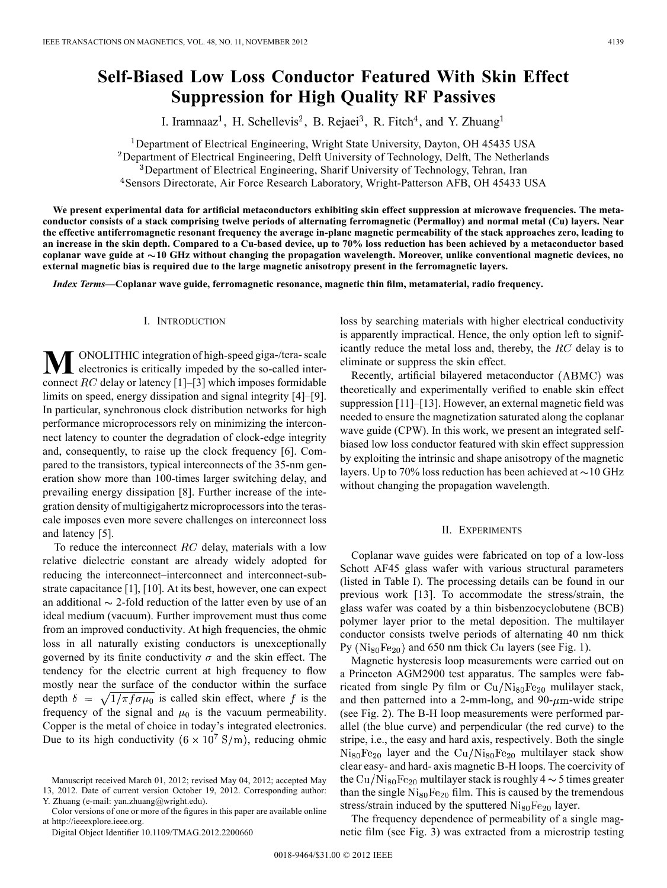# Self-Biased Low Loss Conductor Featured With Skin Effect Suppression for High Quality RF Passives

I. Iramnaaz[1], H. Schellevis[2], B. Rejaei[3], R. Fitch[4], and Y. Zhuang[1]

[1]Department of Electrical Engineering, Wright State University, Dayton, OH 45435 USA
[2]Department of Electrical Engineering, Delft University of Technology, Delft, The Netherlands
[3]Department of Electrical Engineering, Sharif University of Technology, Tehran, Iran
[4]Sensors Directorate, Air Force Research Laboratory, Wright-Patterson AFB, OH 45433 USA

**We present experimental data for artificial metaconductors exhibiting skin effect suppression at microwave frequencies. The metaconductor consists of a stack comprising twelve periods of alternating ferromagnetic (Permalloy) and normal metal (Cu) layers. Near the effective antiferromagnetic resonant frequency the average in-plane magnetic permeability of the stack approaches zero, leading to an increase in the skin depth. Compared to a Cu-based device, up to 70% loss reduction has been achieved by a metaconductor based coplanar wave guide at ~10 GHz without changing the propagation wavelength. Moreover, unlike conventional magnetic devices, no external magnetic bias is required due to the large magnetic anisotropy present in the ferromagnetic layers.**

***Index Terms*—Coplanar wave guide, ferromagnetic resonance, magnetic thin film, metamaterial, radio frequency.**

## I. Introduction

MONOLITHIC integration of high-speed giga-/tera- scale electronics is critically impeded by the so-called interconnect $RC$ delay or latency [1]–[3] which imposes formidable limits on speed, energy dissipation and signal integrity [4]–[9]. In particular, synchronous clock distribution networks for high performance microprocessors rely on minimizing the interconnect latency to counter the degradation of clock-edge integrity and, consequently, to raise up the clock frequency [6]. Compared to the transistors, typical interconnects of the 35-nm generation show more than 100-times larger switching delay, and prevailing energy dissipation [8]. Further increase of the integration density of multigigahertz microprocessors into the terascale imposes even more severe challenges on interconnect loss and latency [5].

To reduce the interconnect $RC$ delay, materials with a low relative dielectric constant are already widely adopted for reducing the interconnect–interconnect and interconnect-substrate capacitance [1], [10]. At its best, however, one can expect an additional ~ 2-fold reduction of the latter even by use of an ideal medium (vacuum). Further improvement must thus come from an improved conductivity. At high frequencies, the ohmic loss in all naturally existing conductors is unexceptionally governed by its finite conductivity $\sigma$ and the skin effect. The tendency for the electric current at high frequency to flow mostly near the surface of the conductor within the surface depth $\delta = \sqrt{1/\pi f \sigma \mu_0}$ is called skin effect, where $f$ is the frequency of the signal and $\mu_0$ is the vacuum permeability. Copper is the metal of choice in today's integrated electronics. Due to its high conductivity ($6 \times 10^7$ S/m), reducing ohmic loss by searching materials with higher electrical conductivity is apparently impractical. Hence, the only option left to significantly reduce the metal loss and, thereby, the $RC$ delay is to eliminate or suppress the skin effect.

Recently, artificial bilayered metaconductor ($\mathrm{ABMC}$) was theoretically and experimentally verified to enable skin effect suppression [11]–[13]. However, an external magnetic field was needed to ensure the magnetization saturated along the coplanar wave guide (CPW). In this work, we present an integrated self-biased low loss conductor featured with skin effect suppression by exploiting the intrinsic and shape anisotropy of the magnetic layers. Up to 70% loss reduction has been achieved at ~10 GHz without changing the propagation wavelength.

## II. Experiments

Coplanar wave guides were fabricated on top of a low-loss Schott AF45 glass wafer with various structural parameters (listed in Table I). The processing details can be found in our previous work [13]. To accommodate the stress/strain, the glass wafer was coated by a thin bisbenzocyclobutene (BCB) polymer layer prior to the metal deposition. The multilayer conductor consists twelve periods of alternating 40 nm thick Py ($Ni_{80}Fe_{20}$) and 650 nm thick Cu layers (see Fig. 1).

Magnetic hysteresis loop measurements were carried out on a Princeton AGM2900 test apparatus. The samples were fabricated from single Py film or $Cu/Ni_{80}Fe_{20}$ mulilayer stack, and then patterned into a 2-mm-long, and 90-$\mu$m-wide stripe (see Fig. 2). The B-H loop measurements were performed parallel (the blue curve) and perpendicular (the red curve) to the stripe, i.e., the easy and hard axis, respectively. Both the single $Ni_{80}Fe_{20}$ layer and the $Cu/Ni_{80}Fe_{20}$ multilayer stack show clear easy- and hard- axis magnetic B-H loops. The coercivity of the $Cu/Ni_{80}Fe_{20}$ multilayer stack is roughly 4 ~ 5 times greater than the single $Ni_{80}Fe_{20}$ film. This is caused by the tremendous stress/strain induced by the sputtered $Ni_{80}Fe_{20}$ layer.

The frequency dependence of permeability of a single magnetic film (see Fig. 3) was extracted from a microstrip testing

Manuscript received March 01, 2012; revised May 04, 2012; accepted May 13, 2012. Date of current version October 19, 2012. Corresponding author: Y. Zhuang (e-mail: yan.zhuang@wright.edu).

Color versions of one or more of the figures in this paper are available online at http://ieeexplore.ieee.org.

Digital Object Identifier 10.1109/TMAG.2012.2200660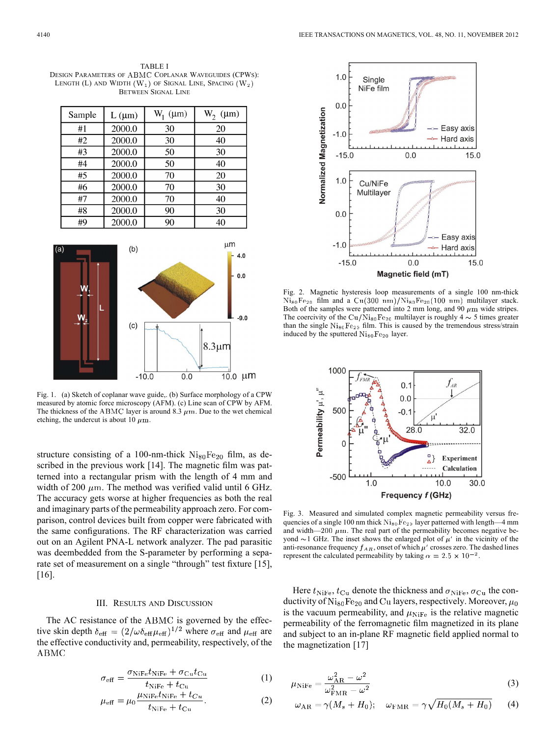TABLE I

DESIGN PARAMETERS OF ABMC COPLANAR WAVEGUIDES (CPWS): LENGTH (L) AND WIDTH ($W_1$) OF SIGNAL LINE, SPACING ($W_2$) BETWEEN SIGNAL LINE

| Sample | L (μm) | $W_1$ (μm) | $W_2$ (μm) |
|---|---|---|---|
| #1 | 2000.0 | 30 | 20 |
| #2 | 2000.0 | 30 | 40 |
| #3 | 2000.0 | 50 | 30 |
| #4 | 2000.0 | 50 | 40 |
| #5 | 2000.0 | 70 | 20 |
| #6 | 2000.0 | 70 | 30 |
| #7 | 2000.0 | 70 | 40 |
| #8 | 2000.0 | 90 | 30 |
| #9 | 2000.0 | 90 | 40 |

Fig. 1. (a) Sketch of coplanar wave guide,. (b) Surface morphology of a CPW measured by atomic force microscopy (AFM). (c) Line scan of CPW by AFM. The thickness of the ABMC layer is around 8.3 μm. Due to the wet chemical etching, the undercut is about 10 μm.

structure consisting of a 100-nm-thick $Ni_{80}Fe_{20}$ film, as described in the previous work [14]. The magnetic film was patterned into a rectangular prism with the length of 4 mm and width of 200 μm. The method was verified valid until 6 GHz. The accuracy gets worse at higher frequencies as both the real and imaginary parts of the permeability approach zero. For comparison, control devices built from copper were fabricated with the same configurations. The RF characterization was carried out on an Agilent PNA-L network analyzer. The pad parasitic was deembedded from the S-parameter by performing a separate set of measurement on a single "through" test fixture [15], [16].

## III. RESULTS AND DISCUSSION

The AC resistance of the ABMC is governed by the effective skin depth $\delta_{\text{eff}} = (2/\omega\delta_{\text{eff}}\mu_{\text{eff}})^{1/2}$ where $\sigma_{\text{eff}}$ and $\mu_{\text{eff}}$ are the effective conductivity and, permeability, respectively, of the ABMC

$$\sigma_{\text{eff}} = \frac{\sigma_{\text{NiFe}}t_{\text{NiFe}} + \sigma_{\text{Cu}}t_{\text{Cu}}}{t_{\text{NiFe}} + t_{\text{Cu}}} \tag{1}$$

$$\mu_{\text{eff}} = \mu_0 \frac{\mu_{\text{NiFe}}t_{\text{NiFe}} + t_{Cu}}{t_{\text{NiFe}} + t_{\text{Cu}}}. \tag{2}$$

Fig. 2. Magnetic hysteresis loop measurements of a single 100 nm-thick $Ni_{80}Fe_{20}$ film and a $Cu(300\ \text{nm})/Ni_{80}Fe_{20}(100\ \text{nm})$ multilayer stack. Both of the samples were patterned into 2 mm long, and 90 μm wide stripes. The coercivity of the $Cu/Ni_{80}Fe_{20}$ multilayer is roughly 4 ~ 5 times greater than the single $Ni_{80}Fe_{20}$ film. This is caused by the tremendous stress/strain induced by the sputtered $Ni_{80}Fe_{20}$ layer.

Fig. 3. Measured and simulated complex magnetic permeability versus frequencies of a single 100 nm thick $Ni_{80}Fe_{20}$ layer patterned with length—4 mm and width—200 μm. The real part of the permeability becomes negative beyond ~1 GHz. The inset shows the enlarged plot of $\mu'$ in the vicinity of the anti-resonance frequency $f_{AR}$, onset of which $\mu'$ crosses zero. The dashed lines represent the calculated permeability by taking $\alpha = 2.5 \times 10^{-2}$.

Here $t_{\text{NiFe}}$, $t_{\text{Cu}}$ denote the thickness and $\sigma_{\text{NiFe}}$, $\sigma_{\text{Cu}}$ the conductivity of $Ni_{80}Fe_{20}$ and Cu layers, respectively. Moreover, $\mu_0$ is the vacuum permeability, and $\mu_{\text{NiFe}}$ is the relative magnetic permeability of the ferromagnetic film magnetized in its plane and subject to an in-plane RF magnetic field applied normal to the magnetization [17]

$$\mu_{\text{NiFe}} = \frac{\omega_{\text{AR}}^2 - \omega^2}{\omega_{\text{FMR}}^2 - \omega^2} \tag{3}$$

$$\omega_{\text{AR}} = \gamma(M_s + H_0); \quad \omega_{\text{FMR}} = \gamma\sqrt{H_0(M_s + H_0)} \tag{4}$$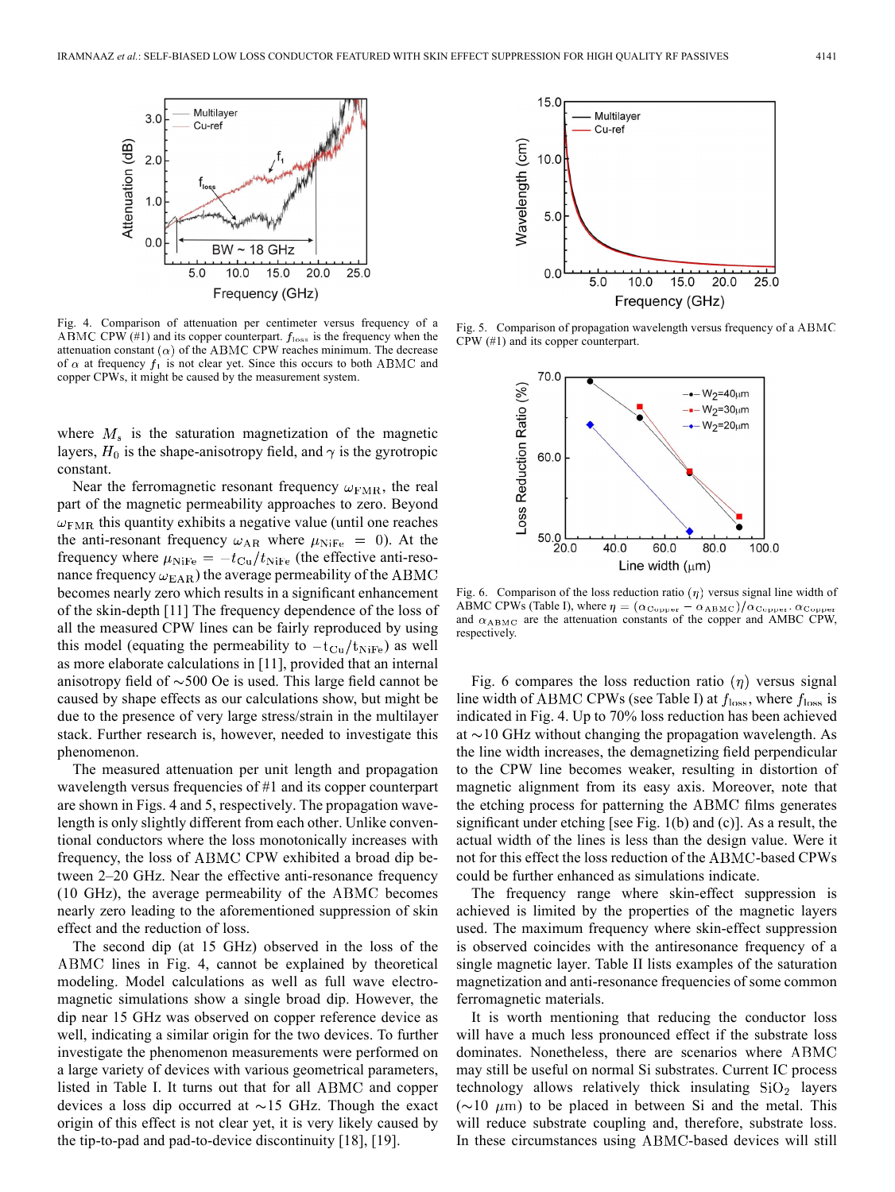Fig. 4. Comparison of attenuation per centimeter versus frequency of a ABMC CPW (#1) and its copper counterpart. $f_{\rm loss}$ is the frequency when the attenuation constant ($\alpha$) of the ABMC CPW reaches minimum. The decrease of $\alpha$ at frequency $f_1$ is not clear yet. Since this occurs to both ABMC and copper CPWs, it might be caused by the measurement system.

Fig. 5. Comparison of propagation wavelength versus frequency of a ABMC CPW (#1) and its copper counterpart.

Fig. 6. Comparison of the loss reduction ratio ($\eta$) versus signal line width of ABMC CPWs (Table I), where $\eta = (\alpha_{\rm Copper} - \alpha_{\rm ABMC})/\alpha_{\rm Copper}$. $\alpha_{\rm Copper}$ and $\alpha_{\rm ABMC}$ are the attenuation constants of the copper and AMBC CPW, respectively.

where $M_s$ is the saturation magnetization of the magnetic layers, $H_0$ is the shape-anisotropy field, and $\gamma$ is the gyrotropic constant.

Near the ferromagnetic resonant frequency $\omega_{\rm FMR}$, the real part of the magnetic permeability approaches to zero. Beyond $\omega_{\rm FMR}$ this quantity exhibits a negative value (until one reaches the anti-resonant frequency $\omega_{\rm AR}$ where $\mu_{\rm NiFe} = 0$). At the frequency where $\mu_{\rm NiFe} = -t_{\rm Cu}/t_{\rm NiFe}$ (the effective anti-resonance frequency $\omega_{\rm EAR}$) the average permeability of the ABMC becomes nearly zero which results in a significant enhancement of the skin-depth [11] The frequency dependence of the loss of all the measured CPW lines can be fairly reproduced by using this model (equating the permeability to $-t_{\rm Cu}/t_{\rm NiFe}$) as well as more elaborate calculations in [11], provided that an internal anisotropy field of ~500 Oe is used. This large field cannot be caused by shape effects as our calculations show, but might be due to the presence of very large stress/strain in the multilayer stack. Further research is, however, needed to investigate this phenomenon.

The measured attenuation per unit length and propagation wavelength versus frequencies of #1 and its copper counterpart are shown in Figs. 4 and 5, respectively. The propagation wavelength is only slightly different from each other. Unlike conventional conductors where the loss monotonically increases with frequency, the loss of ABMC CPW exhibited a broad dip between 2–20 GHz. Near the effective anti-resonance frequency (10 GHz), the average permeability of the ABMC becomes nearly zero leading to the aforementioned suppression of skin effect and the reduction of loss.

The second dip (at 15 GHz) observed in the loss of the ABMC lines in Fig. 4, cannot be explained by theoretical modeling. Model calculations as well as full wave electromagnetic simulations show a single broad dip. However, the dip near 15 GHz was observed on copper reference device as well, indicating a similar origin for the two devices. To further investigate the phenomenon measurements were performed on a large variety of devices with various geometrical parameters, listed in Table I. It turns out that for all ABMC and copper devices a loss dip occurred at ~15 GHz. Though the exact origin of this effect is not clear yet, it is very likely caused by the tip-to-pad and pad-to-device discontinuity [18], [19].

Fig. 6 compares the loss reduction ratio ($\eta$) versus signal line width of ABMC CPWs (see Table I) at $f_{\rm loss}$, where $f_{\rm loss}$ is indicated in Fig. 4. Up to 70% loss reduction has been achieved at ~10 GHz without changing the propagation wavelength. As the line width increases, the demagnetizing field perpendicular to the CPW line becomes weaker, resulting in distortion of magnetic alignment from its easy axis. Moreover, note that the etching process for patterning the ABMC films generates significant under etching [see Fig. 1(b) and (c)]. As a result, the actual width of the lines is less than the design value. Were it not for this effect the loss reduction of the ABMC-based CPWs could be further enhanced as simulations indicate.

The frequency range where skin-effect suppression is achieved is limited by the properties of the magnetic layers used. The maximum frequency where skin-effect suppression is observed coincides with the antiresonance frequency of a single magnetic layer. Table II lists examples of the saturation magnetization and anti-resonance frequencies of some common ferromagnetic materials.

It is worth mentioning that reducing the conductor loss will have a much less pronounced effect if the substrate loss dominates. Nonetheless, there are scenarios where ABMC may still be useful on normal Si substrates. Current IC process technology allows relatively thick insulating $SiO_2$ layers (~10 $\mu$m) to be placed in between Si and the metal. This will reduce substrate coupling and, therefore, substrate loss. In these circumstances using ABMC-based devices will still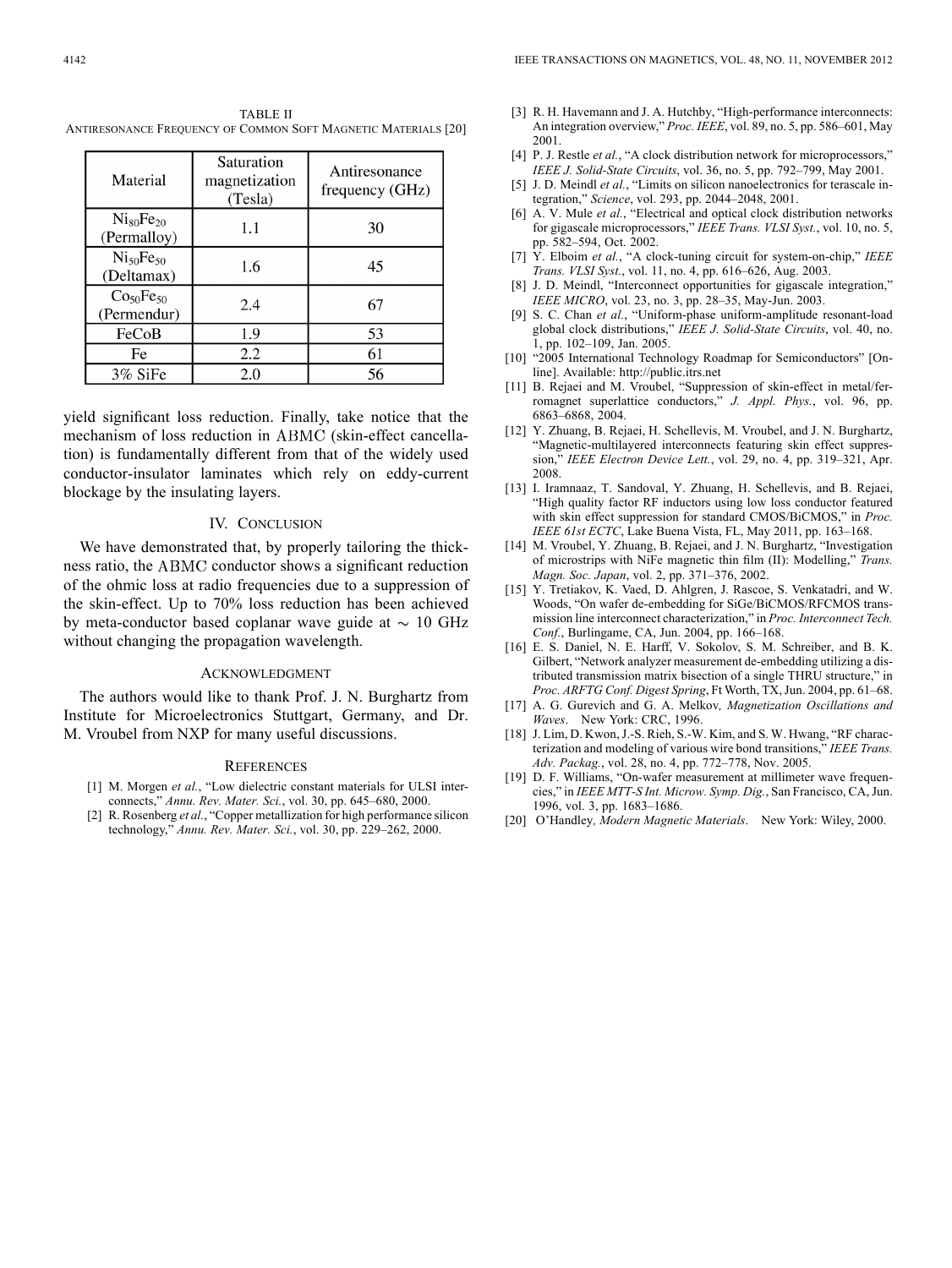TABLE II
ANTIRESONANCE FREQUENCY OF COMMON SOFT MAGNETIC MATERIALS [20]

| Material | Saturation magnetization (Tesla) | Antiresonance frequency (GHz) |
|---|---|---|
| $Ni_{80}Fe_{20}$ (Permalloy) | 1.1 | 30 |
| $Ni_{50}Fe_{50}$ (Deltamax) | 1.6 | 45 |
| $Co_{50}Fe_{50}$ (Permendur) | 2.4 | 67 |
| FeCoB | 1.9 | 53 |
| Fe | 2.2 | 61 |
| 3% SiFe | 2.0 | 56 |

yield significant loss reduction. Finally, take notice that the mechanism of loss reduction in ABMC (skin-effect cancellation) is fundamentally different from that of the widely used conductor-insulator laminates which rely on eddy-current blockage by the insulating layers.

## IV. CONCLUSION

We have demonstrated that, by properly tailoring the thickness ratio, the ABMC conductor shows a significant reduction of the ohmic loss at radio frequencies due to a suppression of the skin-effect. Up to 70% loss reduction has been achieved by meta-conductor based coplanar wave guide at $\sim$ 10 GHz without changing the propagation wavelength.

## ACKNOWLEDGMENT

The authors would like to thank Prof. J. N. Burghartz from Institute for Microelectronics Stuttgart, Germany, and Dr. M. Vroubel from NXP for many useful discussions.

## REFERENCES

[1] M. Morgen *et al.*, "Low dielectric constant materials for ULSI interconnects," *Annu. Rev. Mater. Sci.*, vol. 30, pp. 645–680, 2000.

[2] R. Rosenberg *et al.*, "Copper metallization for high performance silicon technology," *Annu. Rev. Mater. Sci.*, vol. 30, pp. 229–262, 2000.

[3] R. H. Havemann and J. A. Hutchby, "High-performance interconnects: An integration overview," *Proc. IEEE*, vol. 89, no. 5, pp. 586–601, May 2001.

[4] P. J. Restle *et al.*, "A clock distribution network for microprocessors," *IEEE J. Solid-State Circuits*, vol. 36, no. 5, pp. 792–799, May 2001.

[5] J. D. Meindl *et al.*, "Limits on silicon nanoelectronics for terascale integration," *Science*, vol. 293, pp. 2044–2048, 2001.

[6] A. V. Mule *et al.*, "Electrical and optical clock distribution networks for gigascale microprocessors," *IEEE Trans. VLSI Syst.*, vol. 10, no. 5, pp. 582–594, Oct. 2002.

[7] Y. Elboim *et al.*, "A clock-tuning circuit for system-on-chip," *IEEE Trans. VLSI Syst.*, vol. 11, no. 4, pp. 616–626, Aug. 2003.

[8] J. D. Meindl, "Interconnect opportunities for gigascale integration," *IEEE MICRO*, vol. 23, no. 3, pp. 28–35, May-Jun. 2003.

[9] S. C. Chan *et al.*, "Uniform-phase uniform-amplitude resonant-load global clock distributions," *IEEE J. Solid-State Circuits*, vol. 40, no. 1, pp. 102–109, Jan. 2005.

[10] "2005 International Technology Roadmap for Semiconductors" [Online]. Available: http://public.itrs.net

[11] B. Rejaei and M. Vroubel, "Suppression of skin-effect in metal/ferromagnet superlattice conductors," *J. Appl. Phys.*, vol. 96, pp. 6863–6868, 2004.

[12] Y. Zhuang, B. Rejaei, H. Schellevis, M. Vroubel, and J. N. Burghartz, "Magnetic-multilayered interconnects featuring skin effect suppression," *IEEE Electron Device Lett.*, vol. 29, no. 4, pp. 319–321, Apr. 2008.

[13] I. Iramnaaz, T. Sandoval, Y. Zhuang, H. Schellevis, and B. Rejaei, "High quality factor RF inductors using low loss conductor featured with skin effect suppression for standard CMOS/BiCMOS," in *Proc. IEEE 61st ECTC*, Lake Buena Vista, FL, May 2011, pp. 163–168.

[14] M. Vroubel, Y. Zhuang, B. Rejaei, and J. N. Burghartz, "Investigation of microstrips with NiFe magnetic thin film (II): Modelling," *Trans. Magn. Soc. Japan*, vol. 2, pp. 371–376, 2002.

[15] Y. Tretiakov, K. Vaed, D. Ahlgren, J. Rascoe, S. Venkatadri, and W. Woods, "On wafer de-embedding for SiGe/BiCMOS/RFCMOS transmission line interconnect characterization," in *Proc. Interconnect Tech. Conf.*, Burlingame, CA, Jun. 2004, pp. 166–168.

[16] E. S. Daniel, N. E. Harff, V. Sokolov, S. M. Schreiber, and B. K. Gilbert, "Network analyzer measurement de-embedding utilizing a distributed transmission matrix bisection of a single THRU structure," in *Proc. ARFTG Conf. Digest Spring*, Ft Worth, TX, Jun. 2004, pp. 61–68.

[17] A. G. Gurevich and G. A. Melkov*, Magnetization Oscillations and Waves*. New York: CRC, 1996.

[18] J. Lim, D. Kwon, J.-S. Rieh, S.-W. Kim, and S. W. Hwang, "RF characterization and modeling of various wire bond transitions," *IEEE Trans. Adv. Packag.*, vol. 28, no. 4, pp. 772–778, Nov. 2005.

[19] D. F. Williams, "On-wafer measurement at millimeter wave frequencies," in *IEEE MTT-S Int. Microw. Symp. Dig.*, San Francisco, CA, Jun. 1996, vol. 3, pp. 1683–1686.

[20] O'Handley*, Modern Magnetic Materials*. New York: Wiley, 2000.